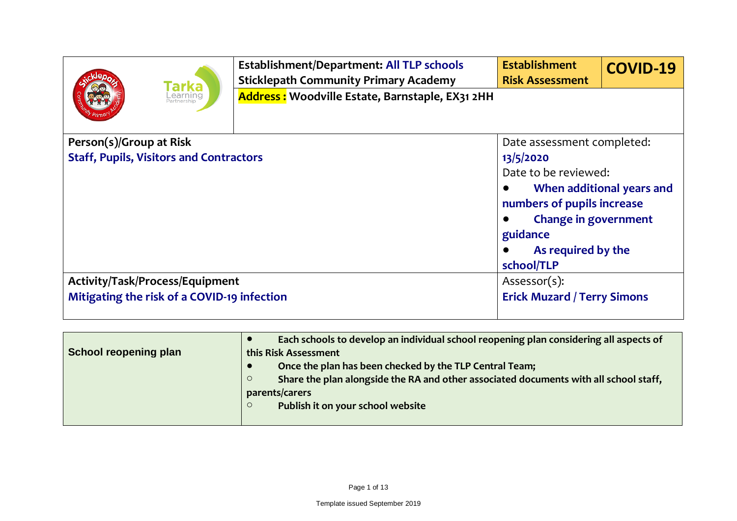| | Establishment/Department: All TLP schools<br>Sticklepath Community Primary Academy | Establishment Risk Assessment | COVID-19 |
|---|---|---|---|
| | **Address :** Woodville Estate, Barnstaple, EX31 2HH | | |
| **Person(s)/Group at Risk**<br>**Staff, Pupils, Visitors and Contractors** | | Date assessment completed:<br>**13/5/2020**<br>Date to be reviewed:<br>● **When additional years and numbers of pupils increase**<br>● **Change in government guidance**<br>● **As required by the school/TLP** | |
| **Activity/Task/Process/Equipment**<br>**Mitigating the risk of a COVID-19 infection** | | Assessor(s):<br>**Erick Muzard / Terry Simons** | |

| **School reopening plan** | ● **Each schools to develop an individual school reopening plan considering all aspects of this Risk Assessment**<br>● **Once the plan has been checked by the TLP Central Team;**<br>○ **Share the plan alongside the RA and other associated documents with all school staff, parents/carers**<br>○ **Publish it on your school website** |
|---|---|

Template issued September 2019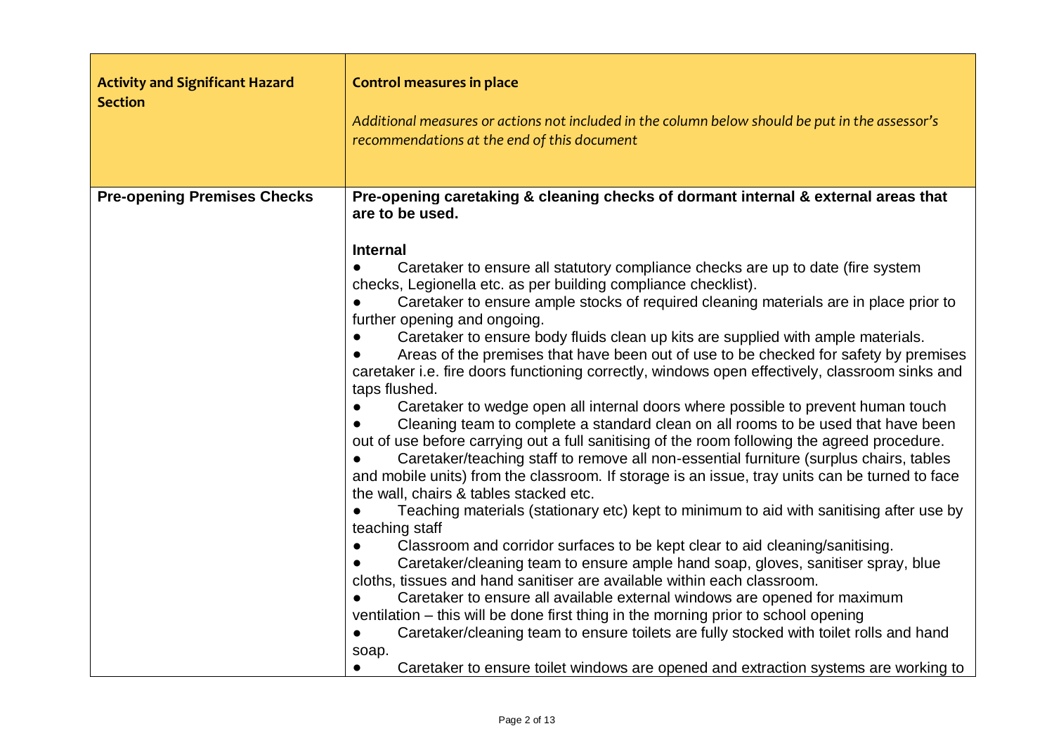| **Activity and Significant Hazard Section** | **Control measures in place**<br><br>*Additional measures or actions not included in the column below should be put in the assessor's recommendations at the end of this document* |
| --- | --- |
| **Pre-opening Premises Checks** | **Pre-opening caretaking & cleaning checks of dormant internal & external areas that are to be used.**<br><br>**Internal**<br>● Caretaker to ensure all statutory compliance checks are up to date (fire system checks, Legionella etc. as per building compliance checklist).<br>● Caretaker to ensure ample stocks of required cleaning materials are in place prior to further opening and ongoing.<br>● Caretaker to ensure body fluids clean up kits are supplied with ample materials.<br>● Areas of the premises that have been out of use to be checked for safety by premises caretaker i.e. fire doors functioning correctly, windows open effectively, classroom sinks and taps flushed.<br>● Caretaker to wedge open all internal doors where possible to prevent human touch<br>● Cleaning team to complete a standard clean on all rooms to be used that have been out of use before carrying out a full sanitising of the room following the agreed procedure.<br>● Caretaker/teaching staff to remove all non-essential furniture (surplus chairs, tables and mobile units) from the classroom. If storage is an issue, tray units can be turned to face the wall, chairs & tables stacked etc.<br>● Teaching materials (stationary etc) kept to minimum to aid with sanitising after use by teaching staff<br>● Classroom and corridor surfaces to be kept clear to aid cleaning/sanitising.<br>● Caretaker/cleaning team to ensure ample hand soap, gloves, sanitiser spray, blue cloths, tissues and hand sanitiser are available within each classroom.<br>● Caretaker to ensure all available external windows are opened for maximum ventilation – this will be done first thing in the morning prior to school opening<br>● Caretaker/cleaning team to ensure toilets are fully stocked with toilet rolls and hand soap.<br>● Caretaker to ensure toilet windows are opened and extraction systems are working to |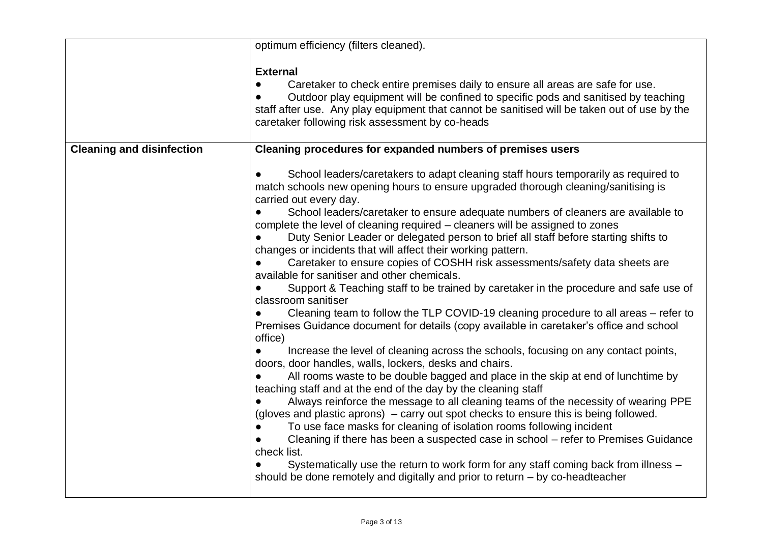| | |
|---|---|
| | optimum efficiency (filters cleaned).<br><br>**External**<br>● Caretaker to check entire premises daily to ensure all areas are safe for use.<br>● Outdoor play equipment will be confined to specific pods and sanitised by teaching staff after use. Any play equipment that cannot be sanitised will be taken out of use by the caretaker following risk assessment by co-heads |
| **Cleaning and disinfection** | **Cleaning procedures for expanded numbers of premises users**<br><br>● School leaders/caretakers to adapt cleaning staff hours temporarily as required to match schools new opening hours to ensure upgraded thorough cleaning/sanitising is carried out every day.<br>● School leaders/caretaker to ensure adequate numbers of cleaners are available to complete the level of cleaning required – cleaners will be assigned to zones<br>● Duty Senior Leader or delegated person to brief all staff before starting shifts to changes or incidents that will affect their working pattern.<br>● Caretaker to ensure copies of COSHH risk assessments/safety data sheets are available for sanitiser and other chemicals.<br>● Support & Teaching staff to be trained by caretaker in the procedure and safe use of classroom sanitiser<br>● Cleaning team to follow the TLP COVID-19 cleaning procedure to all areas – refer to Premises Guidance document for details (copy available in caretaker's office and school office)<br>● Increase the level of cleaning across the schools, focusing on any contact points, doors, door handles, walls, lockers, desks and chairs.<br>● All rooms waste to be double bagged and place in the skip at end of lunchtime by teaching staff and at the end of the day by the cleaning staff<br>● Always reinforce the message to all cleaning teams of the necessity of wearing PPE (gloves and plastic aprons) – carry out spot checks to ensure this is being followed.<br>● To use face masks for cleaning of isolation rooms following incident<br>● Cleaning if there has been a suspected case in school – refer to Premises Guidance check list.<br>● Systematically use the return to work form for any staff coming back from illness – should be done remotely and digitally and prior to return – by co-headteacher |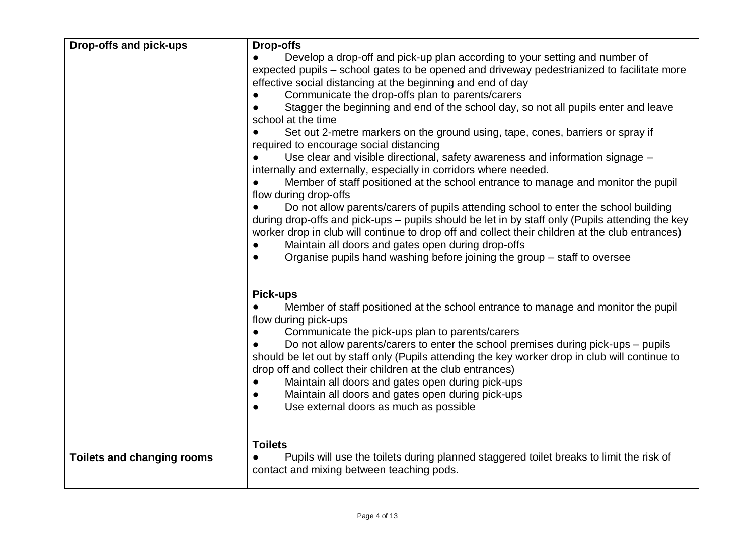| | |
|---|---|
| **Drop-offs and pick-ups** | **Drop-offs**<br>● Develop a drop-off and pick-up plan according to your setting and number of expected pupils – school gates to be opened and driveway pedestrianized to facilitate more effective social distancing at the beginning and end of day<br>● Communicate the drop-offs plan to parents/carers<br>● Stagger the beginning and end of the school day, so not all pupils enter and leave school at the time<br>● Set out 2-metre markers on the ground using, tape, cones, barriers or spray if required to encourage social distancing<br>● Use clear and visible directional, safety awareness and information signage – internally and externally, especially in corridors where needed.<br>● Member of staff positioned at the school entrance to manage and monitor the pupil flow during drop-offs<br>● Do not allow parents/carers of pupils attending school to enter the school building during drop-offs and pick-ups – pupils should be let in by staff only (Pupils attending the key worker drop in club will continue to drop off and collect their children at the club entrances)<br>● Maintain all doors and gates open during drop-offs<br>● Organise pupils hand washing before joining the group – staff to oversee<br><br>**Pick-ups**<br>● Member of staff positioned at the school entrance to manage and monitor the pupil flow during pick-ups<br>● Communicate the pick-ups plan to parents/carers<br>● Do not allow parents/carers to enter the school premises during pick-ups – pupils should be let out by staff only (Pupils attending the key worker drop in club will continue to drop off and collect their children at the club entrances)<br>● Maintain all doors and gates open during pick-ups<br>● Maintain all doors and gates open during pick-ups<br>● Use external doors as much as possible |
| **Toilets and changing rooms** | **Toilets**<br>● Pupils will use the toilets during planned staggered toilet breaks to limit the risk of contact and mixing between teaching pods. |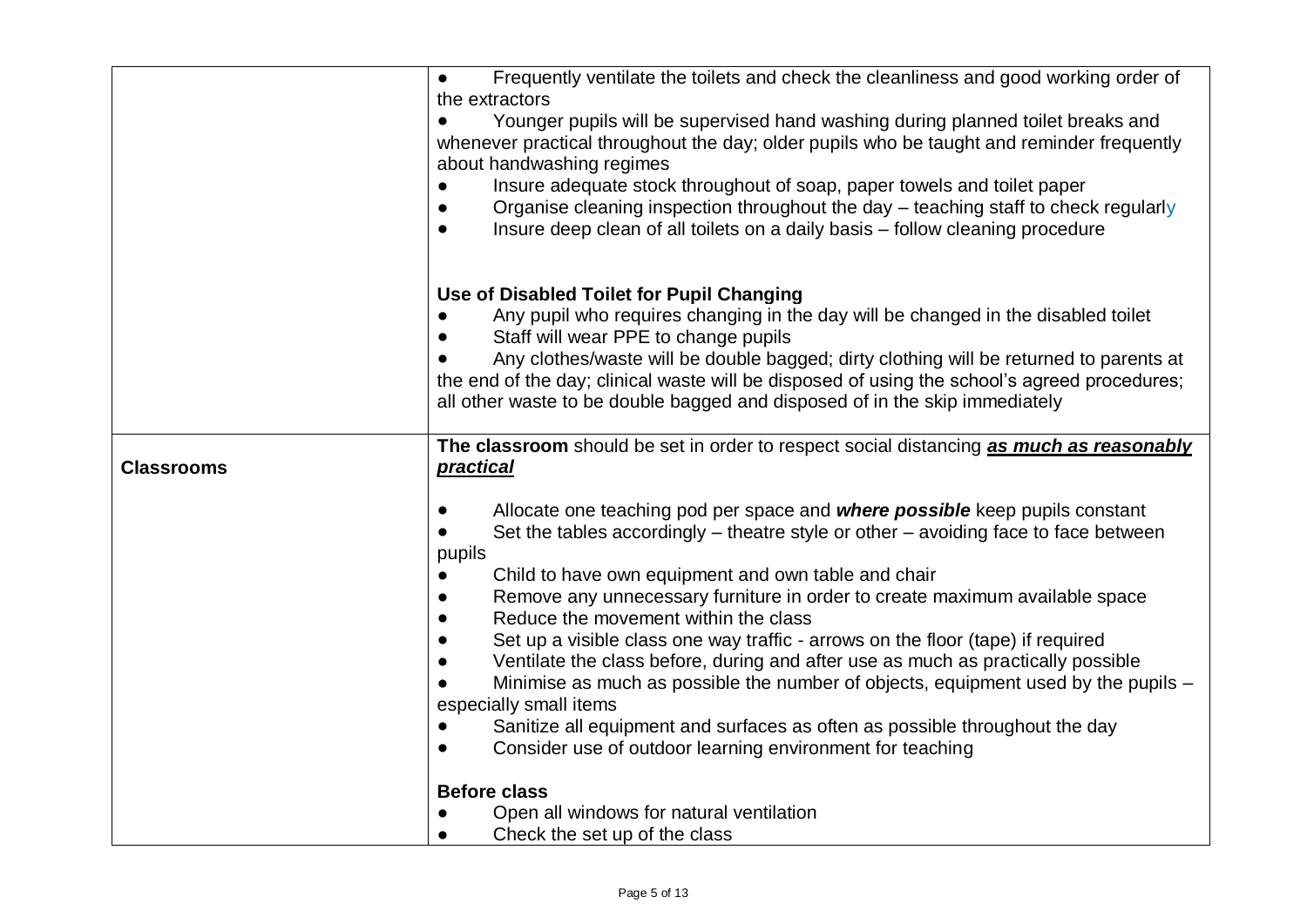| | |
|---|---|
| | ● Frequently ventilate the toilets and check the cleanliness and good working order of the extractors<br>● Younger pupils will be supervised hand washing during planned toilet breaks and whenever practical throughout the day; older pupils who be taught and reminder frequently about handwashing regimes<br>● Insure adequate stock throughout of soap, paper towels and toilet paper<br>● Organise cleaning inspection throughout the day – teaching staff to check regularly<br>● Insure deep clean of all toilets on a daily basis – follow cleaning procedure<br><br>**Use of Disabled Toilet for Pupil Changing**<br>● Any pupil who requires changing in the day will be changed in the disabled toilet<br>● Staff will wear PPE to change pupils<br>● Any clothes/waste will be double bagged; dirty clothing will be returned to parents at the end of the day; clinical waste will be disposed of using the school's agreed procedures; all other waste to be double bagged and disposed of in the skip immediately |
| **Classrooms** | **The classroom** should be set in order to respect social distancing ***as much as reasonably practical***<br><br>● Allocate one teaching pod per space and ***where possible*** keep pupils constant<br>● Set the tables accordingly – theatre style or other – avoiding face to face between pupils<br>● Child to have own equipment and own table and chair<br>● Remove any unnecessary furniture in order to create maximum available space<br>● Reduce the movement within the class<br>● Set up a visible class one way traffic - arrows on the floor (tape) if required<br>● Ventilate the class before, during and after use as much as practically possible<br>● Minimise as much as possible the number of objects, equipment used by the pupils – especially small items<br>● Sanitize all equipment and surfaces as often as possible throughout the day<br>● Consider use of outdoor learning environment for teaching<br><br>**Before class**<br>● Open all windows for natural ventilation<br>● Check the set up of the class |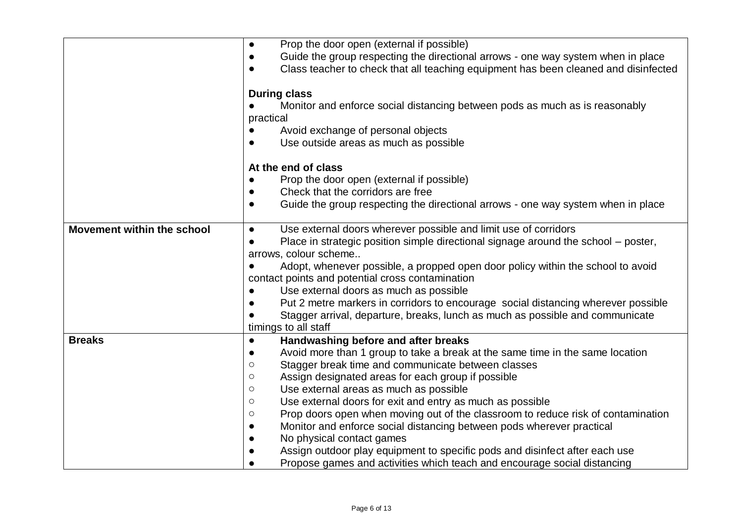| | |
|---|---|
| | ● Prop the door open (external if possible)<br>● Guide the group respecting the directional arrows - one way system when in place<br>● Class teacher to check that all teaching equipment has been cleaned and disinfected<br><br>**During class**<br>● Monitor and enforce social distancing between pods as much as is reasonably practical<br>● Avoid exchange of personal objects<br>● Use outside areas as much as possible<br><br>**At the end of class**<br>● Prop the door open (external if possible)<br>● Check that the corridors are free<br>● Guide the group respecting the directional arrows - one way system when in place |
| **Movement within the school** | ● Use external doors wherever possible and limit use of corridors<br>● Place in strategic position simple directional signage around the school – poster, arrows, colour scheme..<br>● Adopt, whenever possible, a propped open door policy within the school to avoid contact points and potential cross contamination<br>● Use external doors as much as possible<br>● Put 2 metre markers in corridors to encourage social distancing wherever possible<br>● Stagger arrival, departure, breaks, lunch as much as possible and communicate timings to all staff |
| **Breaks** | ● **Handwashing before and after breaks**<br>● Avoid more than 1 group to take a break at the same time in the same location<br>○ Stagger break time and communicate between classes<br>○ Assign designated areas for each group if possible<br>○ Use external areas as much as possible<br>○ Use external doors for exit and entry as much as possible<br>○ Prop doors open when moving out of the classroom to reduce risk of contamination<br>● Monitor and enforce social distancing between pods wherever practical<br>● No physical contact games<br>● Assign outdoor play equipment to specific pods and disinfect after each use<br>● Propose games and activities which teach and encourage social distancing |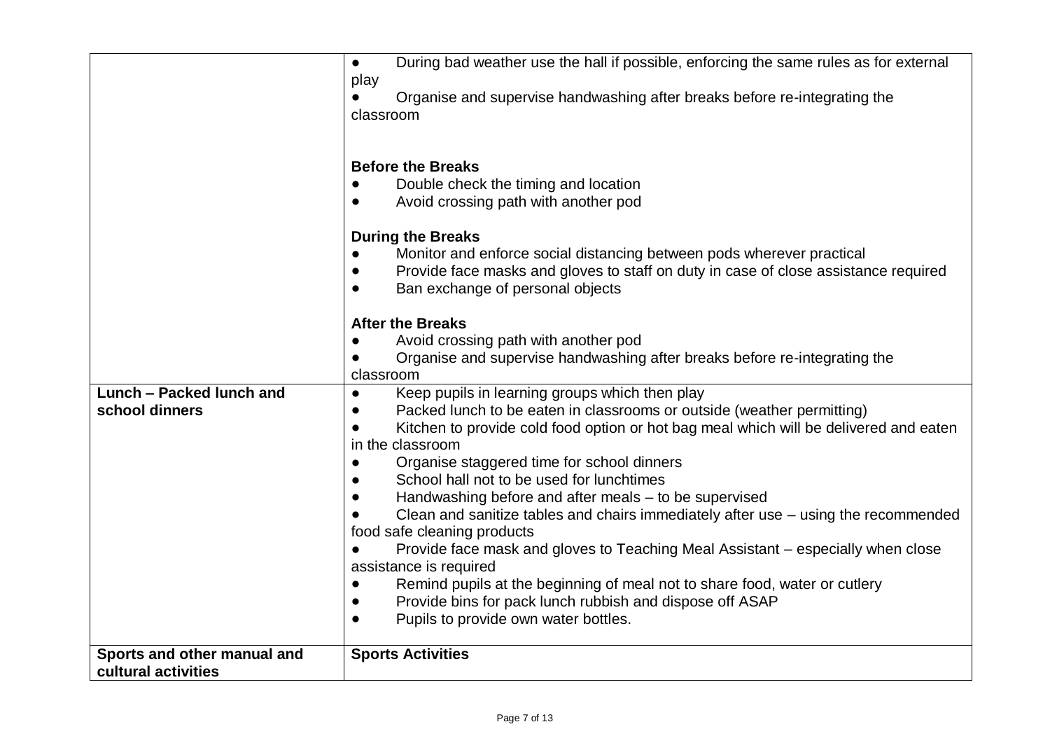| | |
|---|---|
| | • During bad weather use the hall if possible, enforcing the same rules as for external play<br>• Organise and supervise handwashing after breaks before re-integrating the classroom<br><br>**Before the Breaks**<br>• Double check the timing and location<br>• Avoid crossing path with another pod<br><br>**During the Breaks**<br>• Monitor and enforce social distancing between pods wherever practical<br>• Provide face masks and gloves to staff on duty in case of close assistance required<br>• Ban exchange of personal objects<br><br>**After the Breaks**<br>• Avoid crossing path with another pod<br>• Organise and supervise handwashing after breaks before re-integrating the classroom |
| **Lunch – Packed lunch and school dinners** | • Keep pupils in learning groups which then play<br>• Packed lunch to be eaten in classrooms or outside (weather permitting)<br>• Kitchen to provide cold food option or hot bag meal which will be delivered and eaten in the classroom<br>• Organise staggered time for school dinners<br>• School hall not to be used for lunchtimes<br>• Handwashing before and after meals – to be supervised<br>• Clean and sanitize tables and chairs immediately after use – using the recommended food safe cleaning products<br>• Provide face mask and gloves to Teaching Meal Assistant – especially when close assistance is required<br>• Remind pupils at the beginning of meal not to share food, water or cutlery<br>• Provide bins for pack lunch rubbish and dispose off ASAP<br>• Pupils to provide own water bottles. |
| **Sports and other manual and cultural activities** | **Sports Activities** |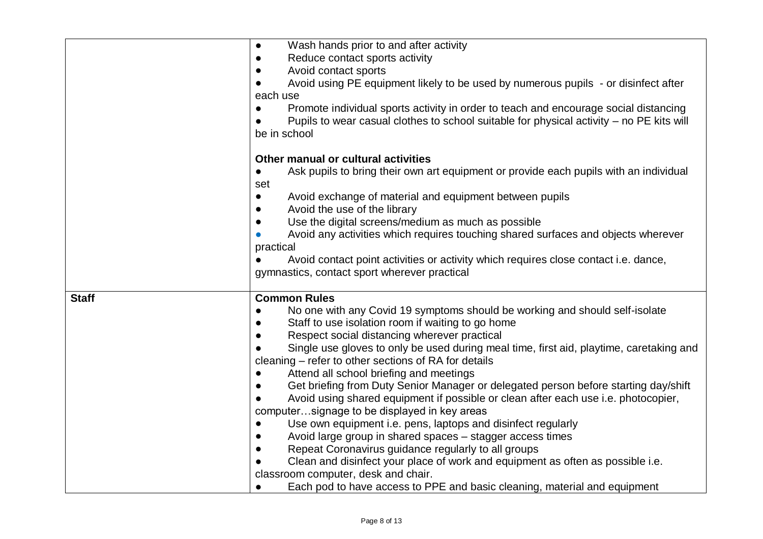| | |
|---|---|
| | ● Wash hands prior to and after activity<br>● Reduce contact sports activity<br>● Avoid contact sports<br>● Avoid using PE equipment likely to be used by numerous pupils - or disinfect after each use<br>● Promote individual sports activity in order to teach and encourage social distancing<br>● Pupils to wear casual clothes to school suitable for physical activity – no PE kits will be in school<br><br>**Other manual or cultural activities**<br>● Ask pupils to bring their own art equipment or provide each pupils with an individual set<br>● Avoid exchange of material and equipment between pupils<br>● Avoid the use of the library<br>● Use the digital screens/medium as much as possible<br>● Avoid any activities which requires touching shared surfaces and objects wherever practical<br>● Avoid contact point activities or activity which requires close contact i.e. dance, gymnastics, contact sport wherever practical |
| **Staff** | **Common Rules**<br>● No one with any Covid 19 symptoms should be working and should self-isolate<br>● Staff to use isolation room if waiting to go home<br>● Respect social distancing wherever practical<br>● Single use gloves to only be used during meal time, first aid, playtime, caretaking and cleaning – refer to other sections of RA for details<br>● Attend all school briefing and meetings<br>● Get briefing from Duty Senior Manager or delegated person before starting day/shift<br>● Avoid using shared equipment if possible or clean after each use i.e. photocopier, computer…signage to be displayed in key areas<br>● Use own equipment i.e. pens, laptops and disinfect regularly<br>● Avoid large group in shared spaces – stagger access times<br>● Repeat Coronavirus guidance regularly to all groups<br>● Clean and disinfect your place of work and equipment as often as possible i.e. classroom computer, desk and chair.<br>● Each pod to have access to PPE and basic cleaning, material and equipment |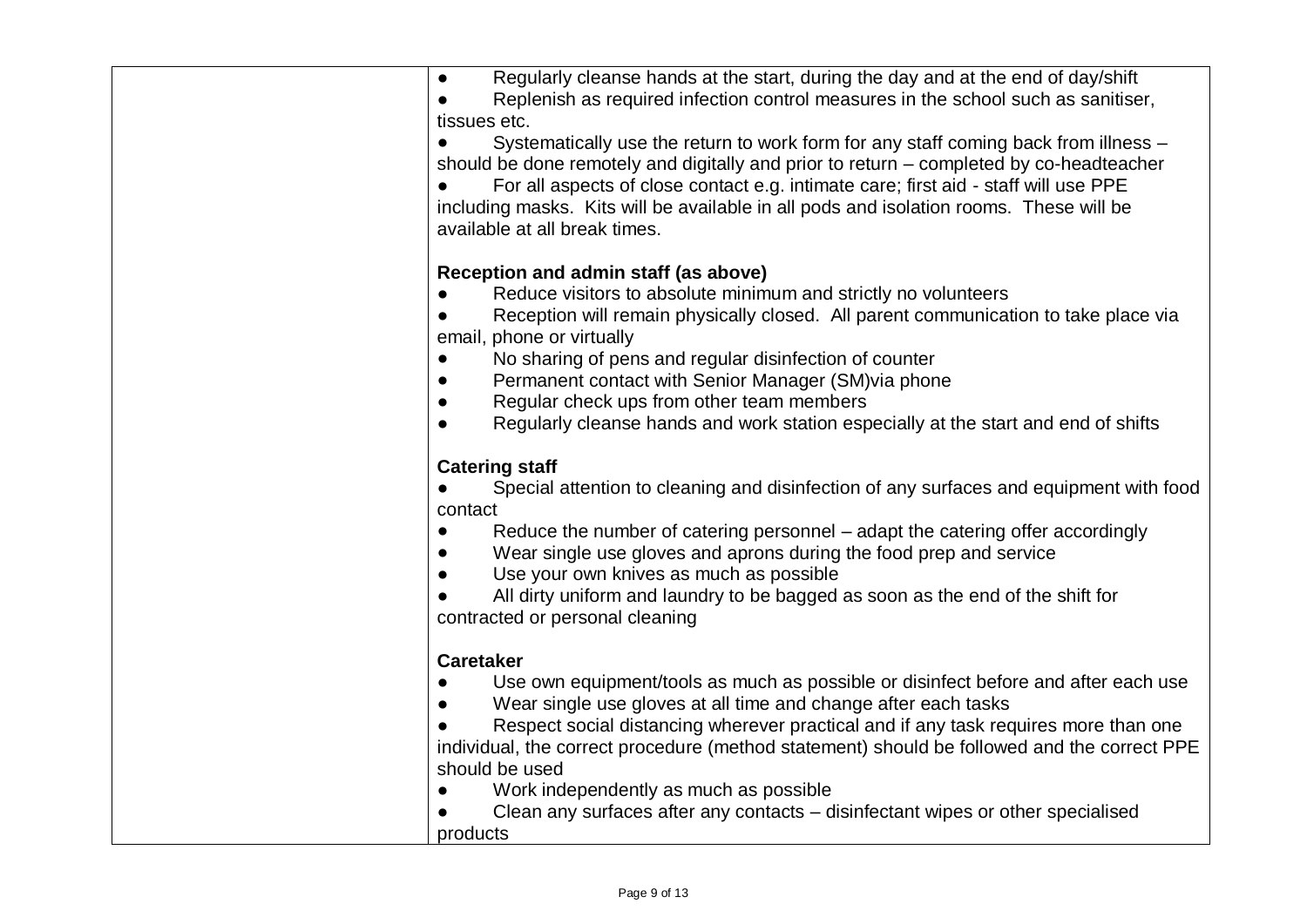| | |
|---|---|
| | ● Regularly cleanse hands at the start, during the day and at the end of day/shift<br>● Replenish as required infection control measures in the school such as sanitiser, tissues etc.<br>● Systematically use the return to work form for any staff coming back from illness – should be done remotely and digitally and prior to return – completed by co-headteacher<br>● For all aspects of close contact e.g. intimate care; first aid - staff will use PPE including masks. Kits will be available in all pods and isolation rooms. These will be available at all break times.<br><br>**Reception and admin staff (as above)**<br>● Reduce visitors to absolute minimum and strictly no volunteers<br>● Reception will remain physically closed. All parent communication to take place via email, phone or virtually<br>● No sharing of pens and regular disinfection of counter<br>● Permanent contact with Senior Manager (SM)via phone<br>● Regular check ups from other team members<br>● Regularly cleanse hands and work station especially at the start and end of shifts<br><br>**Catering staff**<br>● Special attention to cleaning and disinfection of any surfaces and equipment with food contact<br>● Reduce the number of catering personnel – adapt the catering offer accordingly<br>● Wear single use gloves and aprons during the food prep and service<br>● Use your own knives as much as possible<br>● All dirty uniform and laundry to be bagged as soon as the end of the shift for contracted or personal cleaning<br><br>**Caretaker**<br>● Use own equipment/tools as much as possible or disinfect before and after each use<br>● Wear single use gloves at all time and change after each tasks<br>● Respect social distancing wherever practical and if any task requires more than one individual, the correct procedure (method statement) should be followed and the correct PPE should be used<br>● Work independently as much as possible<br>● Clean any surfaces after any contacts – disinfectant wipes or other specialised products |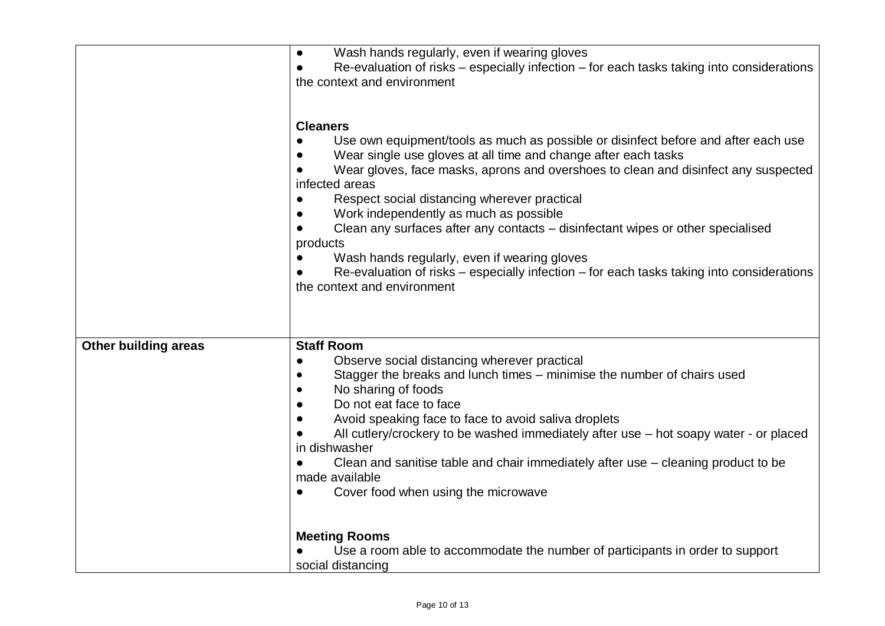| | |
|---|---|
| | ● Wash hands regularly, even if wearing gloves<br>● Re-evaluation of risks – especially infection – for each tasks taking into considerations the context and environment<br><br>**Cleaners**<br>● Use own equipment/tools as much as possible or disinfect before and after each use<br>● Wear single use gloves at all time and change after each tasks<br>● Wear gloves, face masks, aprons and overshoes to clean and disinfect any suspected infected areas<br>● Respect social distancing wherever practical<br>● Work independently as much as possible<br>● Clean any surfaces after any contacts – disinfectant wipes or other specialised products<br>● Wash hands regularly, even if wearing gloves<br>● Re-evaluation of risks – especially infection – for each tasks taking into considerations the context and environment |
| **Other building areas** | **Staff Room**<br>● Observe social distancing wherever practical<br>● Stagger the breaks and lunch times – minimise the number of chairs used<br>● No sharing of foods<br>● Do not eat face to face<br>● Avoid speaking face to face to avoid saliva droplets<br>● All cutlery/crockery to be washed immediately after use – hot soapy water - or placed in dishwasher<br>● Clean and sanitise table and chair immediately after use – cleaning product to be made available<br>● Cover food when using the microwave<br><br>**Meeting Rooms**<br>● Use a room able to accommodate the number of participants in order to support social distancing |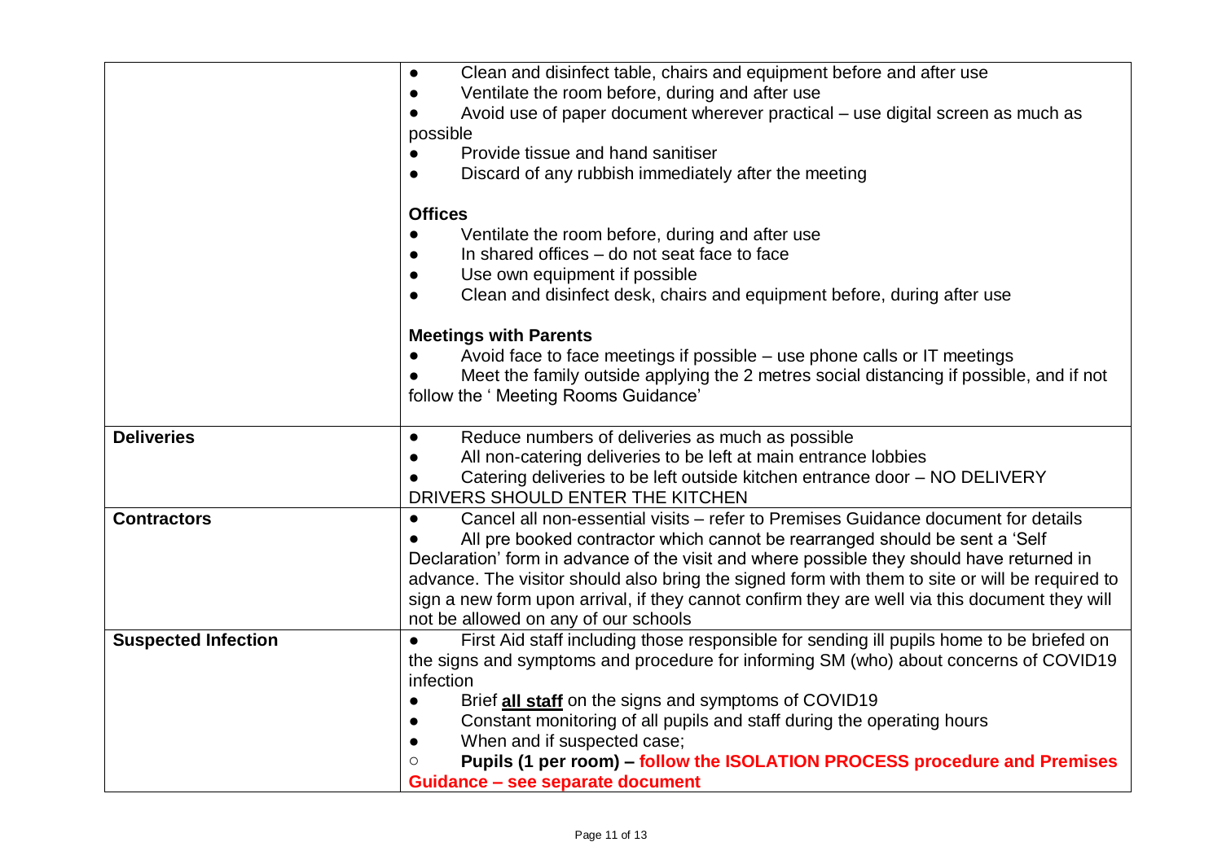| | |
|---|---|
| | ● Clean and disinfect table, chairs and equipment before and after use<br>● Ventilate the room before, during and after use<br>● Avoid use of paper document wherever practical – use digital screen as much as possible<br>● Provide tissue and hand sanitiser<br>● Discard of any rubbish immediately after the meeting<br><br>**Offices**<br>● Ventilate the room before, during and after use<br>● In shared offices – do not seat face to face<br>● Use own equipment if possible<br>● Clean and disinfect desk, chairs and equipment before, during after use<br><br>**Meetings with Parents**<br>● Avoid face to face meetings if possible – use phone calls or IT meetings<br>● Meet the family outside applying the 2 metres social distancing if possible, and if not follow the ' Meeting Rooms Guidance' |
| **Deliveries** | ● Reduce numbers of deliveries as much as possible<br>● All non-catering deliveries to be left at main entrance lobbies<br>● Catering deliveries to be left outside kitchen entrance door – NO DELIVERY DRIVERS SHOULD ENTER THE KITCHEN |
| **Contractors** | ● Cancel all non-essential visits – refer to Premises Guidance document for details<br>● All pre booked contractor which cannot be rearranged should be sent a 'Self Declaration' form in advance of the visit and where possible they should have returned in advance. The visitor should also bring the signed form with them to site or will be required to sign a new form upon arrival, if they cannot confirm they are well via this document they will not be allowed on any of our schools |
| **Suspected Infection** | ● First Aid staff including those responsible for sending ill pupils home to be briefed on the signs and symptoms and procedure for informing SM (who) about concerns of COVID19 infection<br>● Brief **<u>all staff</u>** on the signs and symptoms of COVID19<br>● Constant monitoring of all pupils and staff during the operating hours<br>● When and if suspected case;<br>○ **Pupils (1 per room) – follow the ISOLATION PROCESS procedure and Premises Guidance – see separate document** |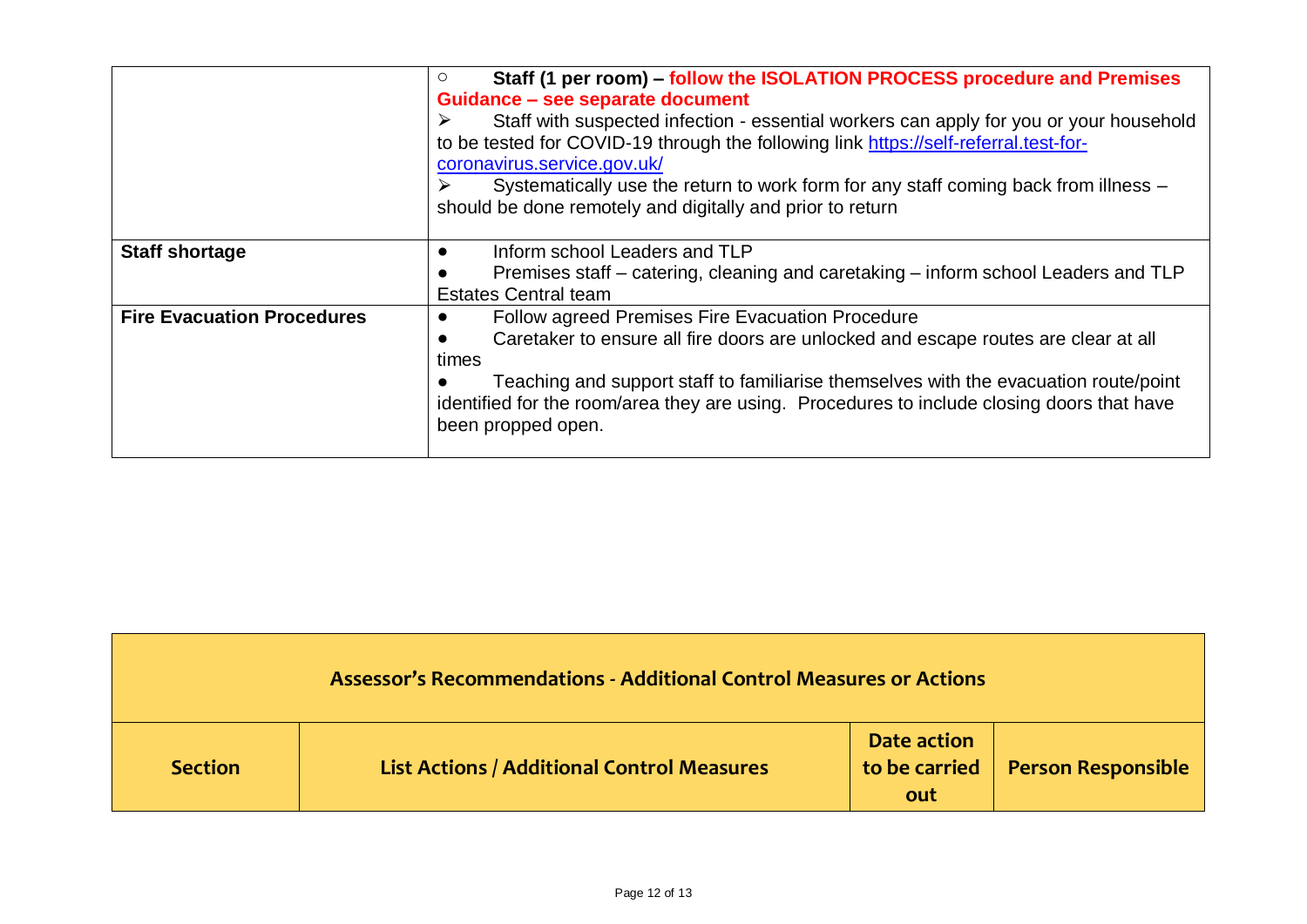| | |
|---|---|
| | ○ **Staff (1 per room) – follow the ISOLATION PROCESS procedure and Premises Guidance – see separate document**<br>➢ Staff with suspected infection - essential workers can apply for you or your household to be tested for COVID-19 through the following link https://self-referral.test-for-coronavirus.service.gov.uk/<br>➢ Systematically use the return to work form for any staff coming back from illness – should be done remotely and digitally and prior to return |
| **Staff shortage** | ● Inform school Leaders and TLP<br>● Premises staff – catering, cleaning and caretaking – inform school Leaders and TLP Estates Central team |
| **Fire Evacuation Procedures** | ● Follow agreed Premises Fire Evacuation Procedure<br>● Caretaker to ensure all fire doors are unlocked and escape routes are clear at all times<br>● Teaching and support staff to familiarise themselves with the evacuation route/point identified for the room/area they are using. Procedures to include closing doors that have been propped open. |

| **Assessor's Recommendations - Additional Control Measures or Actions** | | | |
|---|---|---|---|
| **Section** | **List Actions / Additional Control Measures** | **Date action to be carried out** | **Person Responsible** |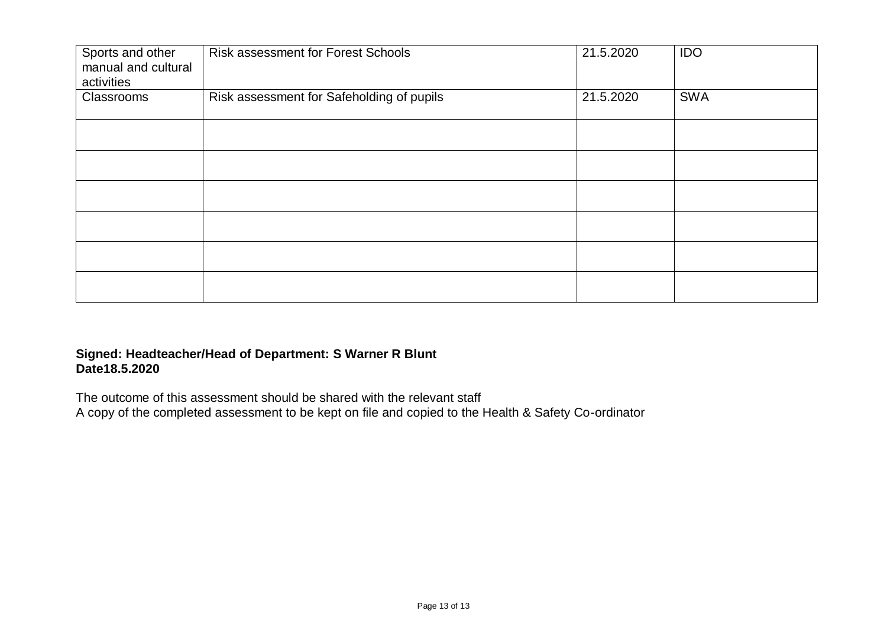| | | | |
|---|---|---|---|
| Sports and other manual and cultural activities | Risk assessment for Forest Schools | 21.5.2020 | IDO |
| Classrooms | Risk assessment for Safeholding of pupils | 21.5.2020 | SWA |
| | | | |
| | | | |
| | | | |
| | | | |
| | | | |
| | | | |

**Signed: Headteacher/Head of Department: S Warner R Blunt**
**Date18.5.2020**

The outcome of this assessment should be shared with the relevant staff
A copy of the completed assessment to be kept on file and copied to the Health & Safety Co-ordinator